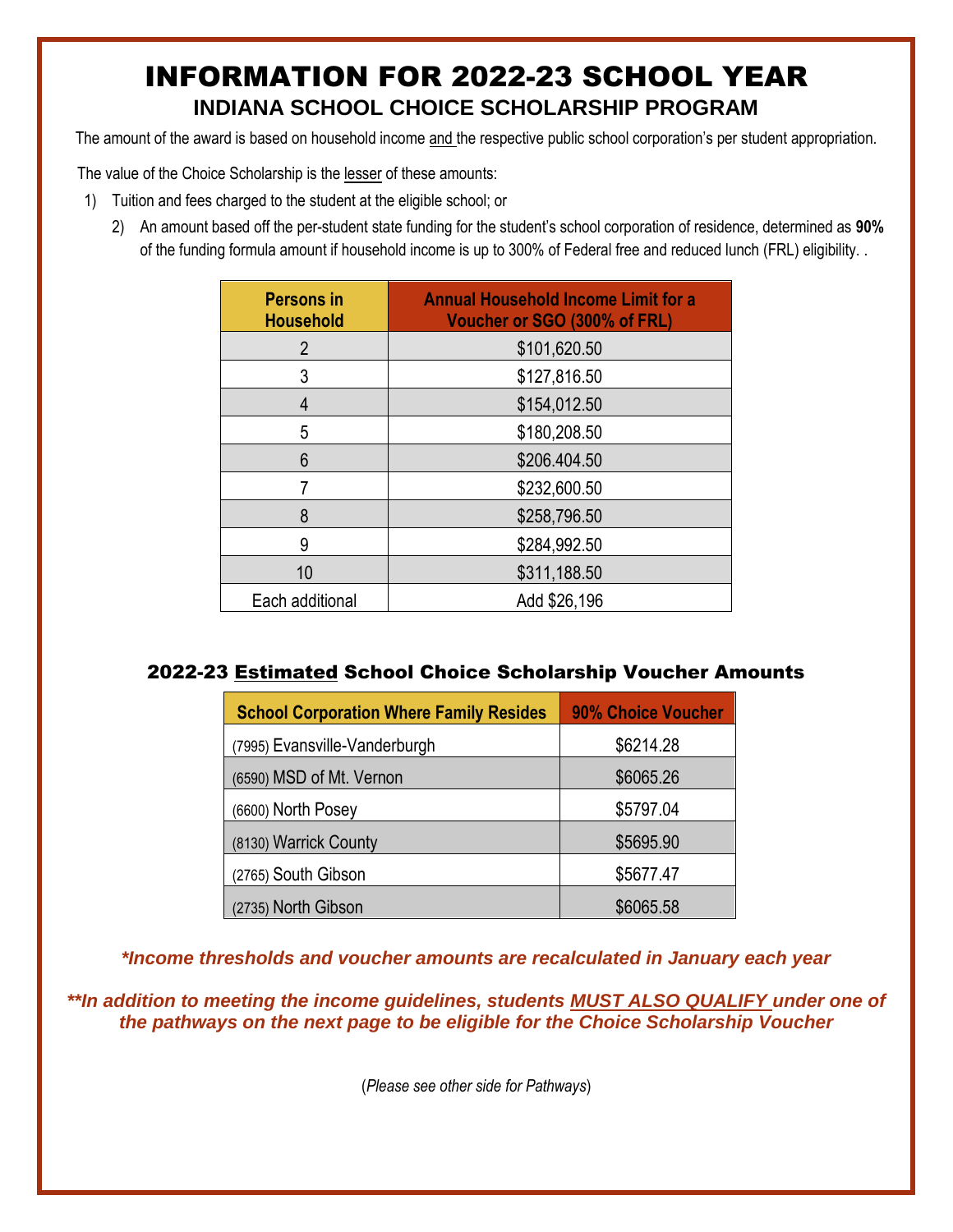# INFORMATION FOR 2022-23 SCHOOL YEAR

## INDIANA SCHOOL CHOICE SCHOLARSHIP PROGRAM

The amount of the award is based on household income and the respective public school corporation's per student appropriation.

The value of the Choice Scholarship is the lesser of these amounts:

1) Tuition and fees charged to the student at the eligible school; or
2) An amount based off the per-student state funding for the student's school corporation of residence, determined as **90%** of the funding formula amount if household income is up to 300% of Federal free and reduced lunch (FRL) eligibility. .

| Persons in Household | Annual Household Income Limit for a Voucher or SGO (300% of FRL) |
|---|---|
| 2 | $101,620.50 |
| 3 | $127,816.50 |
| 4 | $154,012.50 |
| 5 | $180,208.50 |
| 6 | $206.404.50 |
| 7 | $232,600.50 |
| 8 | $258,796.50 |
| 9 | $284,992.50 |
| 10 | $311,188.50 |
| Each additional | Add $26,196 |

### 2022-23 Estimated School Choice Scholarship Voucher Amounts

| School Corporation Where Family Resides | 90% Choice Voucher |
|---|---|
| (7995) Evansville-Vanderburgh | $6214.28 |
| (6590) MSD of Mt. Vernon | $6065.26 |
| (6600) North Posey | $5797.04 |
| (8130) Warrick County | $5695.90 |
| (2765) South Gibson | $5677.47 |
| (2735) North Gibson | $6065.58 |

***Income thresholds and voucher amounts are recalculated in January each year***

****In addition to meeting the income guidelines, students MUST ALSO QUALIFY under one of the pathways on the next page to be eligible for the Choice Scholarship Voucher***

(*Please see other side for Pathways*)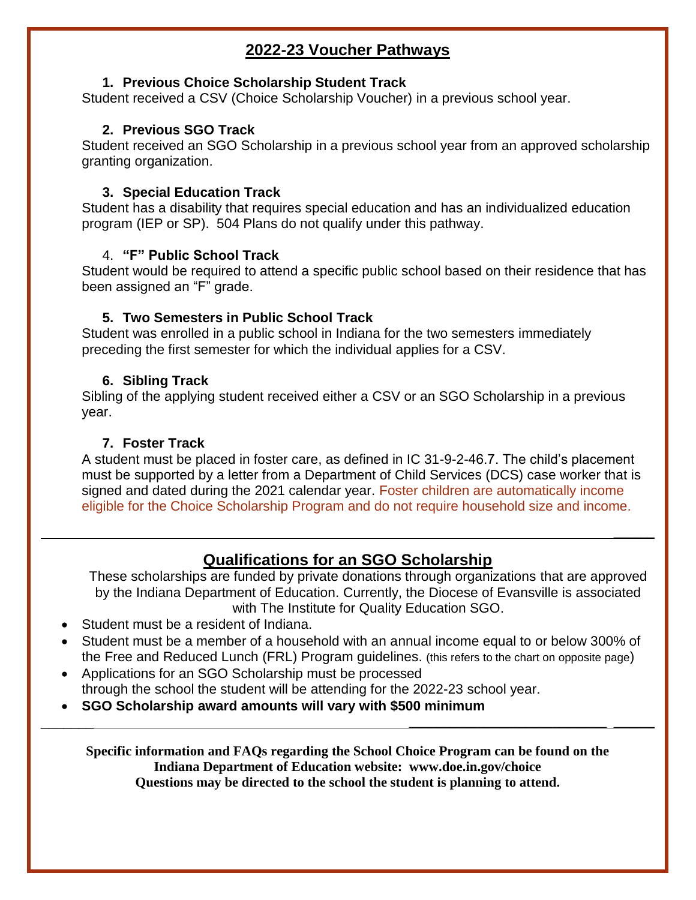## 2022-23 Voucher Pathways

1. **Previous Choice Scholarship Student Track**

Student received a CSV (Choice Scholarship Voucher) in a previous school year.

2. **Previous SGO Track**

Student received an SGO Scholarship in a previous school year from an approved scholarship granting organization.

3. **Special Education Track**

Student has a disability that requires special education and has an individualized education program (IEP or SP). 504 Plans do not qualify under this pathway.

4. **"F" Public School Track**

Student would be required to attend a specific public school based on their residence that has been assigned an "F" grade.

5. **Two Semesters in Public School Track**

Student was enrolled in a public school in Indiana for the two semesters immediately preceding the first semester for which the individual applies for a CSV.

6. **Sibling Track**

Sibling of the applying student received either a CSV or an SGO Scholarship in a previous year.

7. **Foster Track**

A student must be placed in foster care, as defined in IC 31-9-2-46.7. The child's placement must be supported by a letter from a Department of Child Services (DCS) case worker that is signed and dated during the 2021 calendar year. Foster children are automatically income eligible for the Choice Scholarship Program and do not require household size and income.

---

## Qualifications for an SGO Scholarship

These scholarships are funded by private donations through organizations that are approved by the Indiana Department of Education. Currently, the Diocese of Evansville is associated with The Institute for Quality Education SGO.

- Student must be a resident of Indiana.
- Student must be a member of a household with an annual income equal to or below 300% of the Free and Reduced Lunch (FRL) Program guidelines. (this refers to the chart on opposite page)
- Applications for an SGO Scholarship must be processed through the school the student will be attending for the 2022-23 school year.
- **SGO Scholarship award amounts will vary with $500 minimum**

---

**Specific information and FAQs regarding the School Choice Program can be found on the Indiana Department of Education website: www.doe.in.gov/choice**
**Questions may be directed to the school the student is planning to attend.**